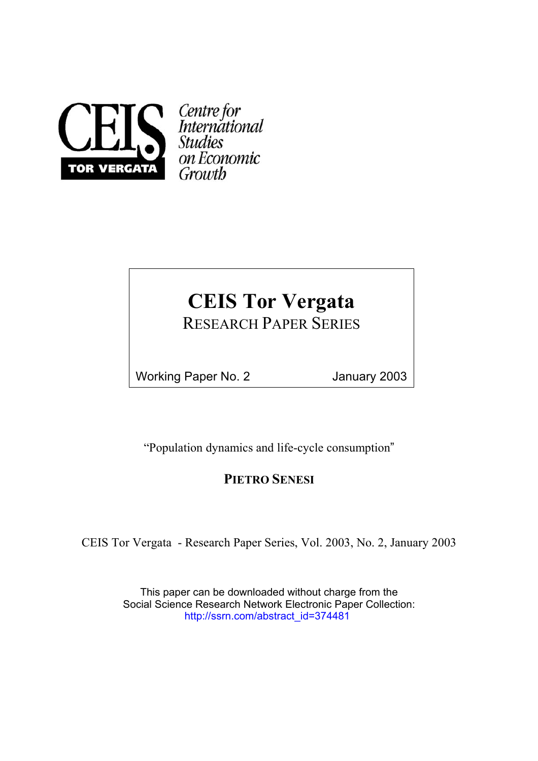Centre for International Studies on Economic Growth

TOR VERGATA

# CEIS Tor Vergata

## RESEARCH PAPER SERIES

Working Paper No. 2 — January 2003

"Population dynamics and life-cycle consumption"

**PIETRO SENESI**

CEIS Tor Vergata - Research Paper Series, Vol. 2003, No. 2, January 2003

This paper can be downloaded without charge from the Social Science Research Network Electronic Paper Collection:
http://ssrn.com/abstract_id=374481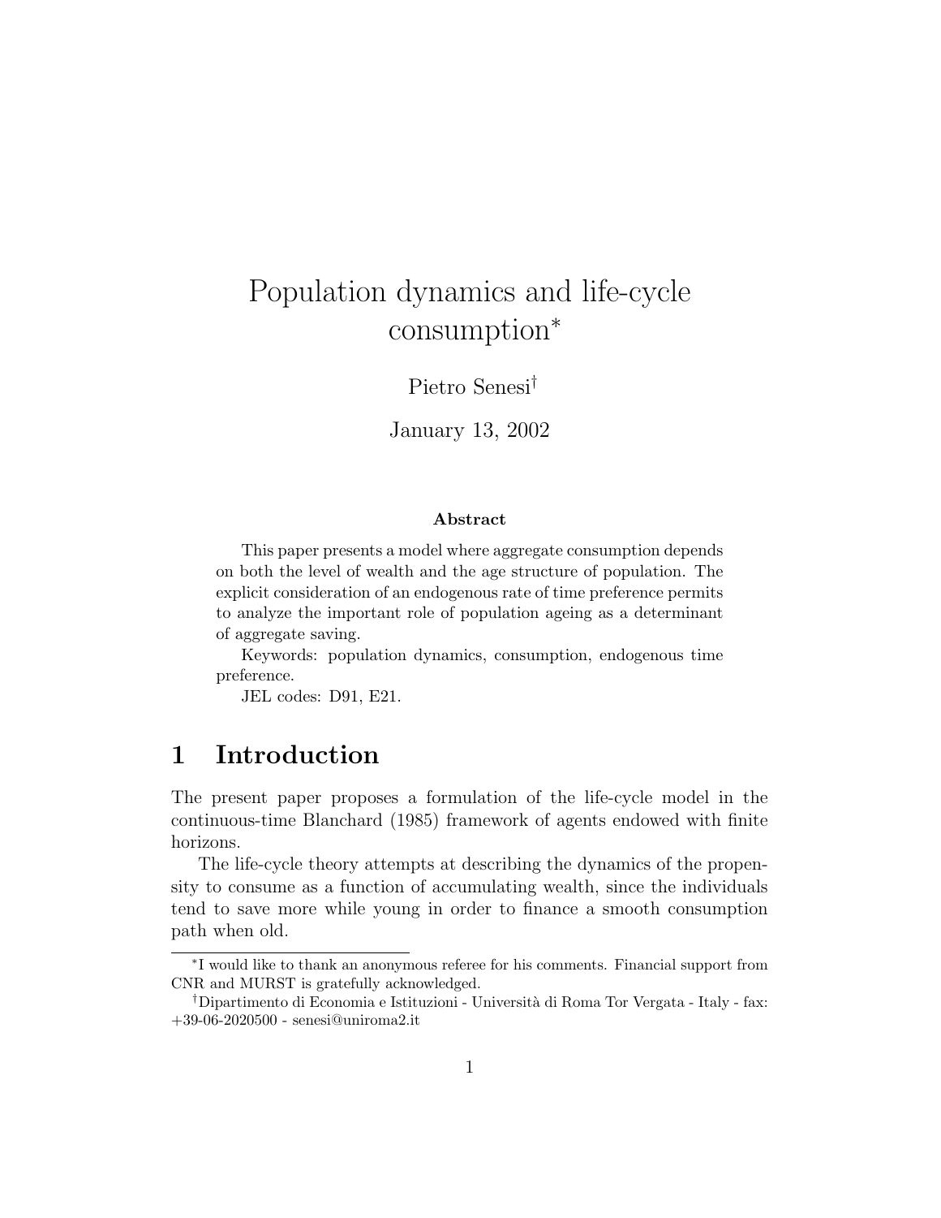# Population dynamics and life-cycle consumption*

Pietro Senesi†

January 13, 2002

**Abstract**

This paper presents a model where aggregate consumption depends on both the level of wealth and the age structure of population. The explicit consideration of an endogenous rate of time preference permits to analyze the important role of population ageing as a determinant of aggregate saving.

Keywords: population dynamics, consumption, endogenous time preference.

JEL codes: D91, E21.

## 1 Introduction

The present paper proposes a formulation of the life-cycle model in the continuous-time Blanchard (1985) framework of agents endowed with finite horizons.

The life-cycle theory attempts at describing the dynamics of the propensity to consume as a function of accumulating wealth, since the individuals tend to save more while young in order to finance a smooth consumption path when old.

*I would like to thank an anonymous referee for his comments. Financial support from CNR and MURST is gratefully acknowledged.

†Dipartimento di Economia e Istituzioni - Università di Roma Tor Vergata - Italy - fax: +39-06-2020500 - senesi@uniroma2.it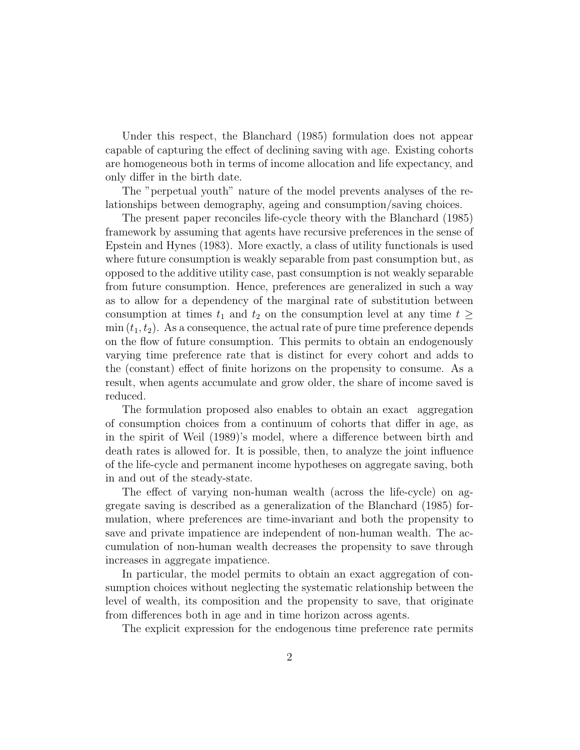Under this respect, the Blanchard (1985) formulation does not appear capable of capturing the effect of declining saving with age. Existing cohorts are homogeneous both in terms of income allocation and life expectancy, and only differ in the birth date.

The "perpetual youth" nature of the model prevents analyses of the relationships between demography, ageing and consumption/saving choices.

The present paper reconciles life-cycle theory with the Blanchard (1985) framework by assuming that agents have recursive preferences in the sense of Epstein and Hynes (1983). More exactly, a class of utility functionals is used where future consumption is weakly separable from past consumption but, as opposed to the additive utility case, past consumption is not weakly separable from future consumption. Hence, preferences are generalized in such a way as to allow for a dependency of the marginal rate of substitution between consumption at times $t_1$ and $t_2$ on the consumption level at any time $t \geq \min(t_1, t_2)$. As a consequence, the actual rate of pure time preference depends on the flow of future consumption. This permits to obtain an endogenously varying time preference rate that is distinct for every cohort and adds to the (constant) effect of finite horizons on the propensity to consume. As a result, when agents accumulate and grow older, the share of income saved is reduced.

The formulation proposed also enables to obtain an exact aggregation of consumption choices from a continuum of cohorts that differ in age, as in the spirit of Weil (1989)'s model, where a difference between birth and death rates is allowed for. It is possible, then, to analyze the joint influence of the life-cycle and permanent income hypotheses on aggregate saving, both in and out of the steady-state.

The effect of varying non-human wealth (across the life-cycle) on aggregate saving is described as a generalization of the Blanchard (1985) formulation, where preferences are time-invariant and both the propensity to save and private impatience are independent of non-human wealth. The accumulation of non-human wealth decreases the propensity to save through increases in aggregate impatience.

In particular, the model permits to obtain an exact aggregation of consumption choices without neglecting the systematic relationship between the level of wealth, its composition and the propensity to save, that originate from differences both in age and in time horizon across agents.

The explicit expression for the endogenous time preference rate permits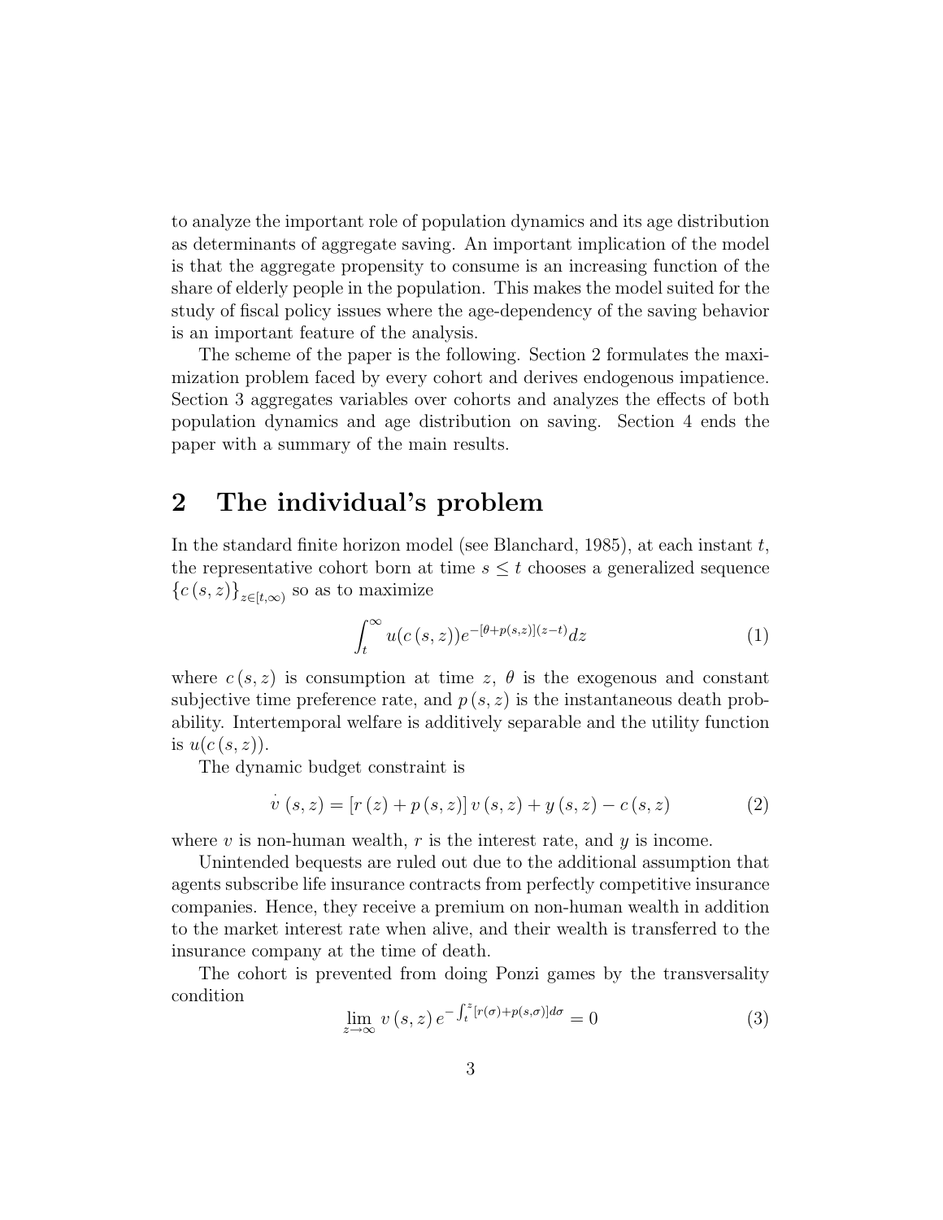to analyze the important role of population dynamics and its age distribution as determinants of aggregate saving. An important implication of the model is that the aggregate propensity to consume is an increasing function of the share of elderly people in the population. This makes the model suited for the study of fiscal policy issues where the age-dependency of the saving behavior is an important feature of the analysis.

The scheme of the paper is the following. Section 2 formulates the maximization problem faced by every cohort and derives endogenous impatience. Section 3 aggregates variables over cohorts and analyzes the effects of both population dynamics and age distribution on saving. Section 4 ends the paper with a summary of the main results.

## 2 The individual's problem

In the standard finite horizon model (see Blanchard, 1985), at each instant $t$, the representative cohort born at time $s \leq t$ chooses a generalized sequence $\{c(s,z)\}_{z \in [t,\infty)}$ so as to maximize

$$\int_t^{\infty} u(c(s,z)) e^{-[\theta + p(s,z)](z-t)} dz \tag{1}$$

where $c(s,z)$ is consumption at time $z$, $\theta$ is the exogenous and constant subjective time preference rate, and $p(s,z)$ is the instantaneous death probability. Intertemporal welfare is additively separable and the utility function is $u(c(s,z))$.

The dynamic budget constraint is

$$\dot{v}(s,z) = [r(z) + p(s,z)] v(s,z) + y(s,z) - c(s,z) \tag{2}$$

where $v$ is non-human wealth, $r$ is the interest rate, and $y$ is income.

Unintended bequests are ruled out due to the additional assumption that agents subscribe life insurance contracts from perfectly competitive insurance companies. Hence, they receive a premium on non-human wealth in addition to the market interest rate when alive, and their wealth is transferred to the insurance company at the time of death.

The cohort is prevented from doing Ponzi games by the transversality condition

$$\lim_{z \to \infty} v(s,z) e^{-\int_t^z [r(\sigma) + p(s,\sigma)] d\sigma} = 0 \tag{3}$$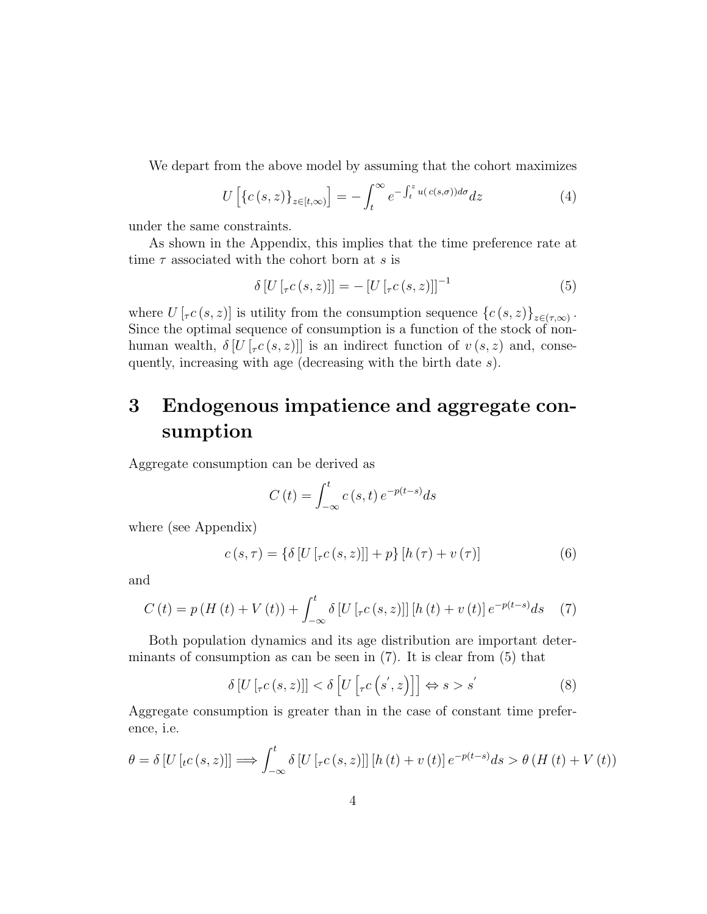We depart from the above model by assuming that the cohort maximizes

$$U\left[\left\{c\left(s,z\right)\right\}_{z\in[t,\infty)}\right]=-\int_{t}^{\infty}e^{-\int_{t}^{z}u(\,c(s,\sigma))d\sigma}dz \tag{4}$$

under the same constraints.

As shown in the Appendix, this implies that the time preference rate at time $\tau$ associated with the cohort born at $s$ is

$$\delta\left[U\left[{}_{\tau}c\left(s,z\right)\right]\right]=-\left[U\left[{}_{\tau}c\left(s,z\right)\right]\right]^{-1} \tag{5}$$

where $U\left[{}_{\tau}c\left(s,z\right)\right]$ is utility from the consumption sequence $\left\{c\left(s,z\right)\right\}_{z\in(\tau,\infty)}$. Since the optimal sequence of consumption is a function of the stock of non-human wealth, $\delta\left[U\left[{}_{\tau}c\left(s,z\right)\right]\right]$ is an indirect function of $v\left(s,z\right)$ and, consequently, increasing with age (decreasing with the birth date $s$).

# 3 Endogenous impatience and aggregate consumption

Aggregate consumption can be derived as

$$C\left(t\right)=\int_{-\infty}^{t}c\left(s,t\right)e^{-p(t-s)}ds$$

where (see Appendix)

$$c\left(s,\tau\right)=\left\{\delta\left[U\left[{}_{\tau}c\left(s,z\right)\right]\right]+p\right\}\left[h\left(\tau\right)+v\left(\tau\right)\right] \tag{6}$$

and

$$C\left(t\right)=p\left(H\left(t\right)+V\left(t\right)\right)+\int_{-\infty}^{t}\delta\left[U\left[{}_{\tau}c\left(s,z\right)\right]\right]\left[h\left(t\right)+v\left(t\right)\right]e^{-p(t-s)}ds \tag{7}$$

Both population dynamics and its age distribution are important determinants of consumption as can be seen in (7). It is clear from (5) that

$$\delta\left[U\left[{}_{\tau}c\left(s,z\right)\right]\right]<\delta\left[U\left[{}_{\tau}c\left(s^{'},z\right)\right]\right]\Leftrightarrow s>s^{'} \tag{8}$$

Aggregate consumption is greater than in the case of constant time preference, i.e.

$$\theta=\delta\left[U\left[{}_{t}c\left(s,z\right)\right]\right]\Longrightarrow\int_{-\infty}^{t}\delta\left[U\left[{}_{\tau}c\left(s,z\right)\right]\right]\left[h\left(t\right)+v\left(t\right)\right]e^{-p(t-s)}ds>\theta\left(H\left(t\right)+V\left(t\right)\right)$$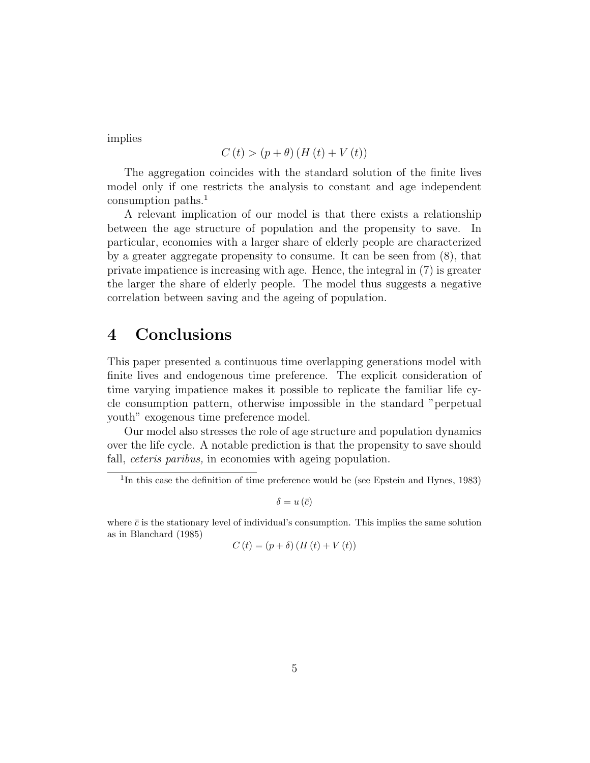implies

$$C(t) > (p+\theta)(H(t)+V(t))$$

The aggregation coincides with the standard solution of the finite lives model only if one restricts the analysis to constant and age independent consumption paths.[1]

A relevant implication of our model is that there exists a relationship between the age structure of population and the propensity to save. In particular, economies with a larger share of elderly people are characterized by a greater aggregate propensity to consume. It can be seen from (8), that private impatience is increasing with age. Hence, the integral in (7) is greater the larger the share of elderly people. The model thus suggests a negative correlation between saving and the ageing of population.

# 4 Conclusions

This paper presented a continuous time overlapping generations model with finite lives and endogenous time preference. The explicit consideration of time varying impatience makes it possible to replicate the familiar life cycle consumption pattern, otherwise impossible in the standard "perpetual youth" exogenous time preference model.

Our model also stresses the role of age structure and population dynamics over the life cycle. A notable prediction is that the propensity to save should fall, *ceteris paribus,* in economies with ageing population.

---

[1] In this case the definition of time preference would be (see Epstein and Hynes, 1983)

$$\delta = u(\bar{c})$$

where $\bar{c}$ is the stationary level of individual's consumption. This implies the same solution as in Blanchard (1985)

$$C(t) = (p+\delta)(H(t)+V(t))$$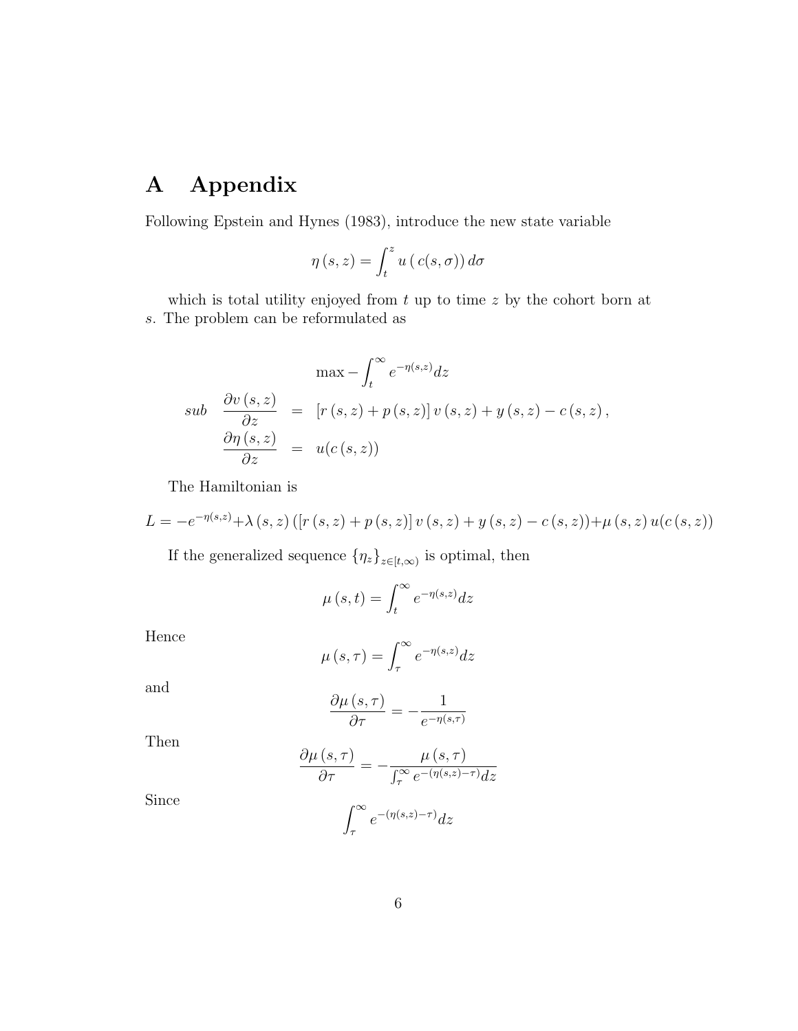# A Appendix

Following Epstein and Hynes (1983), introduce the new state variable

$$\eta(s,z) = \int_t^z u\left(c(s,\sigma)\right) d\sigma$$

which is total utility enjoyed from $t$ up to time $z$ by the cohort born at $s$. The problem can be reformulated as

$$\max - \int_t^\infty e^{-\eta(s,z)} dz$$

$$\begin{aligned} sub \quad \frac{\partial v(s,z)}{\partial z} &= \left[r(s,z) + p(s,z)\right] v(s,z) + y(s,z) - c(s,z), \\ \frac{\partial \eta(s,z)}{\partial z} &= u(c(s,z)) \end{aligned}$$

The Hamiltonian is

$$L = -e^{-\eta(s,z)} + \lambda(s,z)\left(\left[r(s,z) + p(s,z)\right] v(s,z) + y(s,z) - c(s,z)\right) + \mu(s,z)\, u(c(s,z))$$

If the generalized sequence $\{\eta_z\}_{z\in[t,\infty)}$ is optimal, then

$$\mu(s,t) = \int_t^\infty e^{-\eta(s,z)} dz$$

Hence

$$\mu(s,\tau) = \int_\tau^\infty e^{-\eta(s,z)} dz$$

and

$$\frac{\partial \mu(s,\tau)}{\partial \tau} = -\frac{1}{e^{-\eta(s,\tau)}}$$

Then

$$\frac{\partial \mu(s,\tau)}{\partial \tau} = -\frac{\mu(s,\tau)}{\int_\tau^\infty e^{-(\eta(s,z)-\tau)} dz}$$

Since

$$\int_\tau^\infty e^{-(\eta(s,z)-\tau)} dz$$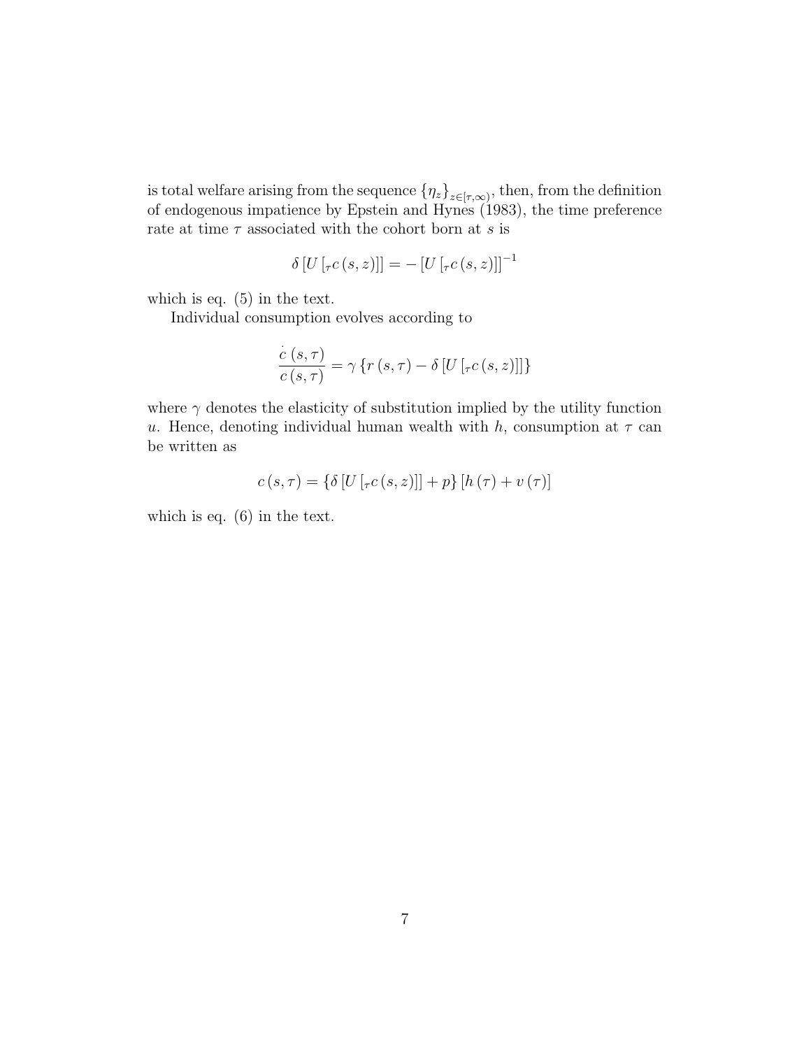is total welfare arising from the sequence $\{\eta_z\}_{z\in[\tau,\infty)}$, then, from the definition of endogenous impatience by Epstein and Hynes (1983), the time preference rate at time $\tau$ associated with the cohort born at $s$ is

$$\delta\left[U\left[{}_{\tau}c\left(s,z\right)\right]\right] = -\left[U\left[{}_{\tau}c\left(s,z\right)\right]\right]^{-1}$$

which is eq. (5) in the text.

Individual consumption evolves according to

$$\frac{\dot{c}\left(s,\tau\right)}{c\left(s,\tau\right)} = \gamma\left\{r\left(s,\tau\right) - \delta\left[U\left[{}_{\tau}c\left(s,z\right)\right]\right]\right\}$$

where $\gamma$ denotes the elasticity of substitution implied by the utility function $u$. Hence, denoting individual human wealth with $h$, consumption at $\tau$ can be written as

$$c\left(s,\tau\right) = \left\{\delta\left[U\left[{}_{\tau}c\left(s,z\right)\right]\right] + p\right\}\left[h\left(\tau\right) + v\left(\tau\right)\right]$$

which is eq. (6) in the text.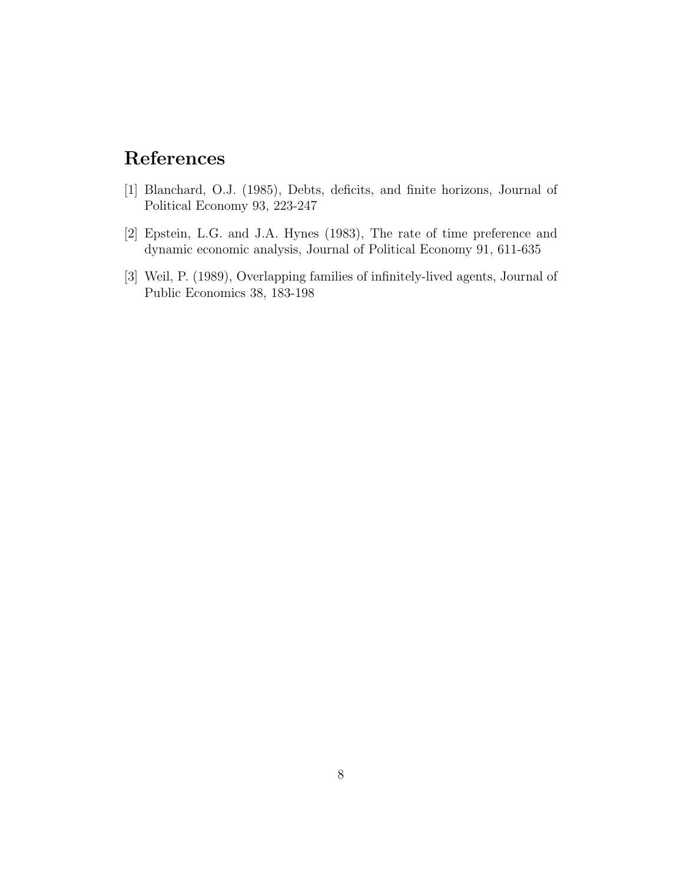# References

[1] Blanchard, O.J. (1985), Debts, deficits, and finite horizons, Journal of Political Economy 93, 223-247

[2] Epstein, L.G. and J.A. Hynes (1983), The rate of time preference and dynamic economic analysis, Journal of Political Economy 91, 611-635

[3] Weil, P. (1989), Overlapping families of infinitely-lived agents, Journal of Public Economics 38, 183-198